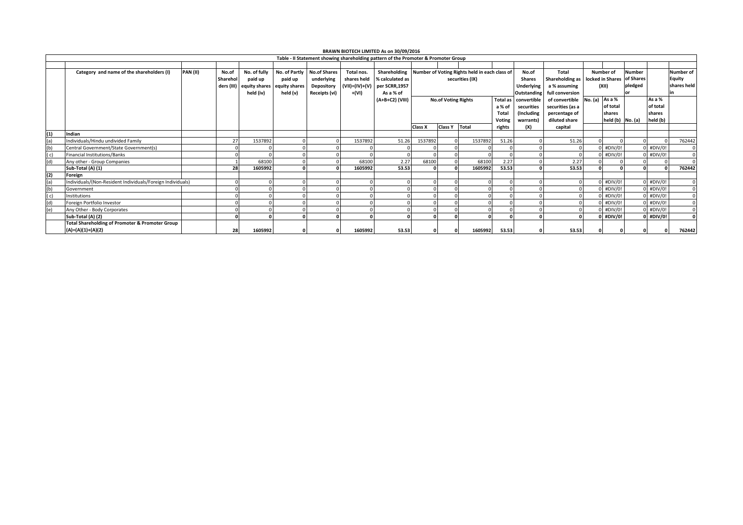## BRAWN BIOTECH LIMITED As on 30/09/2016

### Table - II Statement showing shareholding pattern of the Promoter & Promoter Group

| | Category and name of the shareholders (I) | PAN (II) | No.of Shareholders (III) | No. of fully paid up equity shares held (iv) | No. of Partly paid up equity shares held (v) | No.of Shares underlying Depository Receipts (vi) | Total nos. shares held (VII)=(IV)+(V)+(VI) | Shareholding % calculated as per SCRR,1957 As a % of (A+B+C2) (VIII) | Number of Voting Rights held in each class of securities (IX) | | | | No.of Shares Underlying Outstanding convertible securities (Including warrants) (X) | Total Shareholding as a % assuming full conversion of convertible securities (as a percentage of diluted share capital | Number of locked in Shares (XII) | | Number of Shares pledged or | | Number of Equity shares held in |
|---|---|---|---|---|---|---|---|---|---|---|---|---|---|---|---|---|---|---|---|
| | | | | | | | | | No.of Voting Rights | | | Total as a % of Total Voting rights | | | No. (a) | As a % of total shares held (b) | No. (a) | As a % of total shares held (b) | |
| | | | | | | | | | Class X | Class Y | Total | | | | | | | | |
| (1) | Indian | | | | | | | | | | | | | | | | | | |
| (a) | Individuals/Hindu undivided Family | | 27 | 1537892 | 0 | 0 | 1537892 | 51.26 | 1537892 | 0 | 1537892 | 51.26 | 0 | 51.26 | 0 | 0 | 0 | 0 | 762442 |
| (b) | Central Government/State Government(s) | | 0 | 0 | 0 | 0 | 0 | 0 | 0 | 0 | 0 | 0 | 0 | 0 | 0 | #DIV/0! | 0 | #DIV/0! | 0 |
| ( c) | Financial Institutions/Banks | | 0 | 0 | 0 | 0 | 0 | 0 | 0 | 0 | 0 | 0 | 0 | 0 | 0 | #DIV/0! | 0 | #DIV/0! | 0 |
| (d) | Any other - Group Companies | | 1 | 68100 | 0 | 0 | 68100 | 2.27 | 68100 | 0 | 68100 | 2.27 | 0 | 2.27 | 0 | 0 | 0 | 0 | 0 |
| | **Sub-Total (A) (1)** | | **28** | **1605992** | **0** | **0** | **1605992** | **53.53** | **0** | **0** | **1605992** | **53.53** | **0** | **53.53** | **0** | **0** | **0** | **0** | **762442** |
| (2) | Foreign | | | | | | | | | | | | | | | | | | |
| (a) | Individuals/(Non-Resident Individuals/Foreign Individuals) | | 0 | 0 | 0 | 0 | 0 | 0 | 0 | 0 | 0 | 0 | 0 | 0 | 0 | #DIV/0! | 0 | #DIV/0! | 0 |
| (b) | Government | | 0 | 0 | 0 | 0 | 0 | 0 | 0 | 0 | 0 | 0 | 0 | 0 | 0 | #DIV/0! | 0 | #DIV/0! | 0 |
| ( c) | Institutions | | 0 | 0 | 0 | 0 | 0 | 0 | 0 | 0 | 0 | 0 | 0 | 0 | 0 | #DIV/0! | 0 | #DIV/0! | 0 |
| (d) | Foreign Portfolio Investor | | 0 | 0 | 0 | 0 | 0 | 0 | 0 | 0 | 0 | 0 | 0 | 0 | 0 | #DIV/0! | 0 | #DIV/0! | 0 |
| (e) | Any Other - Body Corporates | | 0 | 0 | 0 | 0 | 0 | 0 | 0 | 0 | 0 | 0 | 0 | 0 | 0 | #DIV/0! | 0 | #DIV/0! | 0 |
| | **Sub-Total (A) (2)** | | **0** | **0** | **0** | **0** | **0** | **0** | **0** | **0** | **0** | **0** | **0** | **0** | **0** | **#DIV/0!** | **0** | **#DIV/0!** | **0** |
| | **Total Shareholding of Promoter & Promoter Group (A)=(A)(1)+(A)(2)** | | **28** | **1605992** | **0** | **0** | **1605992** | **53.53** | **0** | **0** | **1605992** | **53.53** | **0** | **53.53** | **0** | **0** | **0** | **0** | **762442** |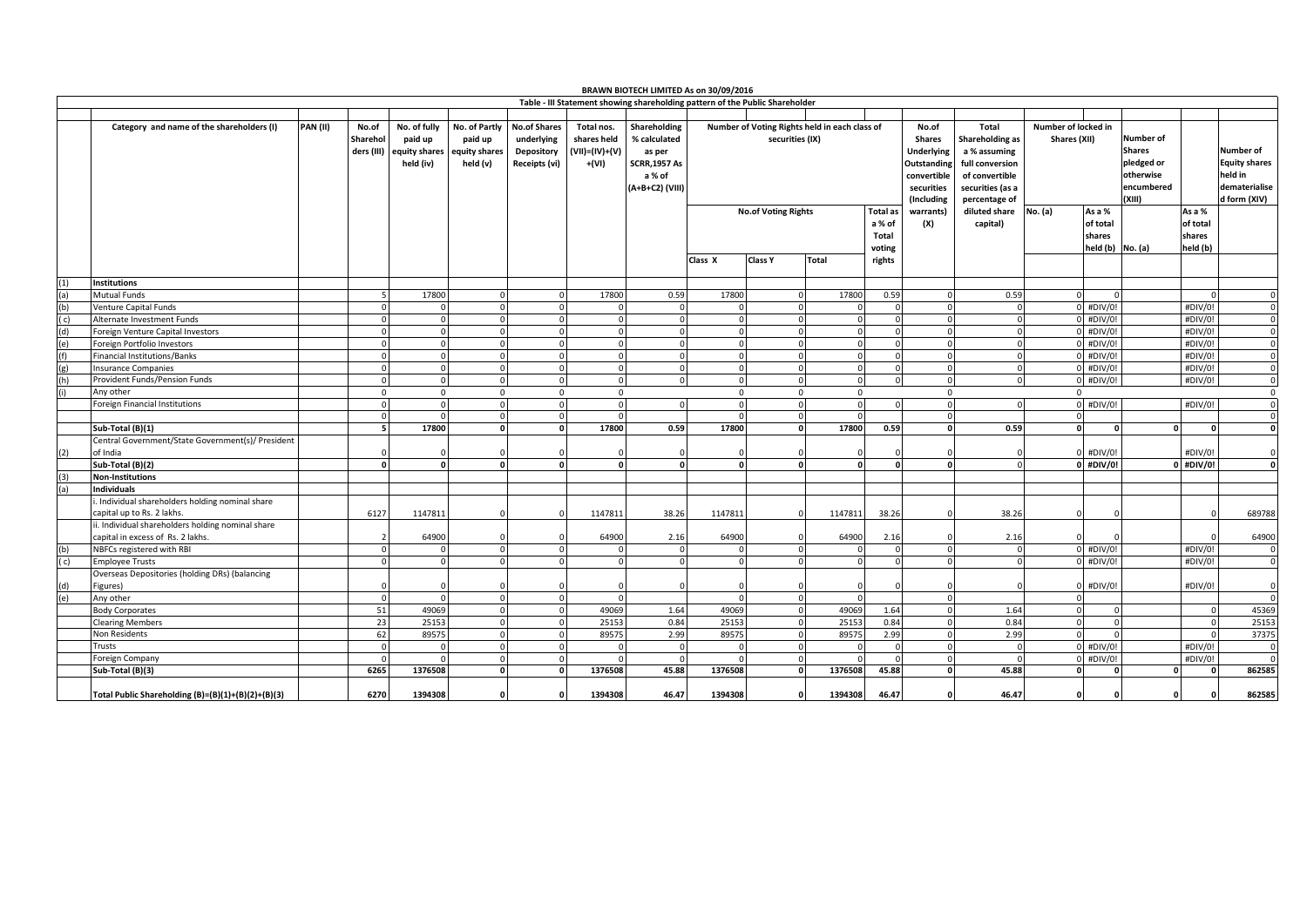**BRAWN BIOTECH LIMITED As on 30/09/2016**

**Table - III Statement showing shareholding pattern of the Public Shareholder**

| | Category and name of the shareholders (I) | PAN (II) | No.of Shareholders (III) | No. of fully paid up equity shares held (iv) | No. of Partly paid up equity shares held (v) | No.of Shares underlying Depository Receipts (vi) | Total nos. shares held (VII)=(IV)+(V)+(VI) | Shareholding % calculated as per SCRR,1957 As a % of (A+B+C2) (VIII) | Number of Voting Rights held in each class of securities (IX) | | | | No.of Shares Underlying Outstanding convertible securities (Including warrants) (X) | Total Shareholding as a % assuming full conversion of convertible securities (as a percentage of diluted share capital) | Number of locked in Shares (XII) | | Number of Shares pledged or otherwise encumbered (XIII) | | Number of Equity shares held in dematerialised form (XIV) |
|---|---|---|---|---|---|---|---|---|---|---|---|---|---|---|---|---|---|---|---|
| | | | | | | | | | No.of Voting Rights | | | Total as a % of Total voting rights | | | No. (a) | As a % of total shares held (b) | No. (a) | As a % of total shares held (b) | |
| | | | | | | | | | Class X | Class Y | Total | | | | | | | | |
| (1) | **Institutions** | | | | | | | | | | | | | | | | | | |
| (a) | Mutual Funds | | 5 | 17800 | 0 | 0 | 17800 | 0.59 | 17800 | 0 | 17800 | 0.59 | 0 | 0.59 | 0 | 0 | | 0 | 0 |
| (b) | Venture Capital Funds | | 0 | 0 | 0 | 0 | 0 | 0 | 0 | 0 | 0 | 0 | 0 | 0 | 0 | #DIV/0! | | #DIV/0! | 0 |
| ( c) | Alternate Investment Funds | | 0 | 0 | 0 | 0 | 0 | 0 | 0 | 0 | 0 | 0 | 0 | 0 | 0 | #DIV/0! | | #DIV/0! | 0 |
| (d) | Foreign Venture Capital Investors | | 0 | 0 | 0 | 0 | 0 | 0 | 0 | 0 | 0 | 0 | 0 | 0 | 0 | #DIV/0! | | #DIV/0! | 0 |
| (e) | Foreign Portfolio Investors | | 0 | 0 | 0 | 0 | 0 | 0 | 0 | 0 | 0 | 0 | 0 | 0 | 0 | #DIV/0! | | #DIV/0! | 0 |
| (f) | Financial Institutions/Banks | | 0 | 0 | 0 | 0 | 0 | 0 | 0 | 0 | 0 | 0 | 0 | 0 | 0 | #DIV/0! | | #DIV/0! | 0 |
| (g) | Insurance Companies | | 0 | 0 | 0 | 0 | 0 | 0 | 0 | 0 | 0 | 0 | 0 | 0 | 0 | #DIV/0! | | #DIV/0! | 0 |
| (h) | Provident Funds/Pension Funds | | 0 | 0 | 0 | 0 | 0 | 0 | 0 | 0 | 0 | 0 | 0 | 0 | 0 | #DIV/0! | | #DIV/0! | 0 |
| (i) | Any other | | 0 | 0 | 0 | 0 | 0 | | 0 | 0 | 0 | | 0 | | 0 | | | | 0 |
| | Foreign Financial Institutions | | 0 | 0 | 0 | 0 | 0 | 0 | 0 | 0 | 0 | 0 | 0 | 0 | 0 | #DIV/0! | | #DIV/0! | 0 |
| | | | 0 | 0 | 0 | 0 | 0 | | 0 | 0 | 0 | | 0 | | 0 | | | | 0 |
| | **Sub-Total (B)(1)** | | **5** | **17800** | **0** | **0** | **17800** | **0.59** | **17800** | **0** | **17800** | **0.59** | **0** | **0.59** | **0** | **0** | **0** | **0** | **0** |
| (2) | Central Government/State Government(s)/ President of India | | 0 | 0 | 0 | 0 | 0 | 0 | 0 | 0 | 0 | 0 | 0 | 0 | 0 | #DIV/0! | | #DIV/0! | 0 |
| | **Sub-Total (B)(2)** | | **0** | **0** | **0** | **0** | **0** | **0** | **0** | **0** | **0** | **0** | **0** | 0 | **0** | **#DIV/0!** | **0** | **#DIV/0!** | **0** |
| (3) | **Non-Institutions** | | | | | | | | | | | | | | | | | | |
| (a) | **Individuals** | | | | | | | | | | | | | | | | | | |
| | i. Individual shareholders holding nominal share capital up to Rs. 2 lakhs. | | 6127 | 1147811 | 0 | 0 | 1147811 | 38.26 | 1147811 | 0 | 1147811 | 38.26 | 0 | 38.26 | 0 | 0 | | 0 | 689788 |
| | ii. Individual shareholders holding nominal share capital in excess of Rs. 2 lakhs. | | 2 | 64900 | 0 | 0 | 64900 | 2.16 | 64900 | 0 | 64900 | 2.16 | 0 | 2.16 | 0 | 0 | | 0 | 64900 |
| (b) | NBFCs registered with RBI | | 0 | 0 | 0 | 0 | 0 | 0 | 0 | 0 | 0 | 0 | 0 | 0 | 0 | #DIV/0! | | #DIV/0! | 0 |
| ( c) | Employee Trusts | | 0 | 0 | 0 | 0 | 0 | 0 | 0 | 0 | 0 | 0 | 0 | 0 | 0 | #DIV/0! | | #DIV/0! | 0 |
| (d) | Overseas Depositories (holding DRs) (balancing Figures) | | 0 | 0 | 0 | 0 | 0 | 0 | 0 | 0 | 0 | 0 | 0 | 0 | 0 | #DIV/0! | | #DIV/0! | 0 |
| (e) | Any other | | 0 | 0 | 0 | 0 | 0 | | 0 | 0 | 0 | | 0 | | 0 | | | | 0 |
| | Body Corporates | | 51 | 49069 | 0 | 0 | 49069 | 1.64 | 49069 | 0 | 49069 | 1.64 | 0 | 1.64 | 0 | 0 | | 0 | 45369 |
| | Clearing Members | | 23 | 25153 | 0 | 0 | 25153 | 0.84 | 25153 | 0 | 25153 | 0.84 | 0 | 0.84 | 0 | 0 | | 0 | 25153 |
| | Non Residents | | 62 | 89575 | 0 | 0 | 89575 | 2.99 | 89575 | 0 | 89575 | 2.99 | 0 | 2.99 | 0 | 0 | | 0 | 37375 |
| | Trusts | | 0 | 0 | 0 | 0 | 0 | 0 | 0 | 0 | 0 | 0 | 0 | 0 | 0 | #DIV/0! | | #DIV/0! | 0 |
| | Foreign Company | | 0 | 0 | 0 | 0 | 0 | 0 | 0 | 0 | 0 | 0 | 0 | 0 | 0 | #DIV/0! | | #DIV/0! | 0 |
| | **Sub-Total (B)(3)** | | **6265** | **1376508** | **0** | **0** | **1376508** | **45.88** | **1376508** | **0** | **1376508** | **45.88** | **0** | **45.88** | **0** | **0** | **0** | **0** | **862585** |
| | **Total Public Shareholding (B)=(B)(1)+(B)(2)+(B)(3)** | | **6270** | **1394308** | **0** | **0** | **1394308** | **46.47** | **1394308** | **0** | **1394308** | **46.47** | **0** | **46.47** | **0** | **0** | **0** | **0** | **862585** |